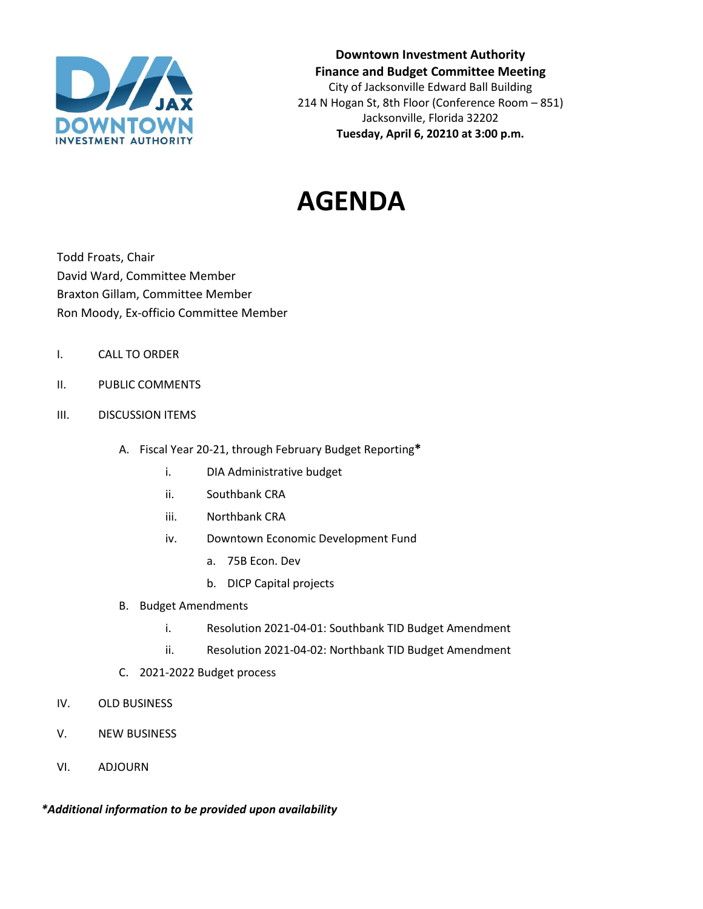**Downtown Investment Authority**
**Finance and Budget Committee Meeting**
City of Jacksonville Edward Ball Building
214 N Hogan St, 8th Floor (Conference Room – 851)
Jacksonville, Florida 32202
**Tuesday, April 6, 20210 at 3:00 p.m.**

# AGENDA

Todd Froats, Chair
David Ward, Committee Member
Braxton Gillam, Committee Member
Ron Moody, Ex-officio Committee Member

I. CALL TO ORDER

II. PUBLIC COMMENTS

III. DISCUSSION ITEMS

- A. Fiscal Year 20-21, through February Budget Reporting**\***
    - i. DIA Administrative budget
    - ii. Southbank CRA
    - iii. Northbank CRA
    - iv. Downtown Economic Development Fund
        - a. 75B Econ. Dev
        - b. DICP Capital projects
- B. Budget Amendments
    - i. Resolution 2021-04-01: Southbank TID Budget Amendment
    - ii. Resolution 2021-04-02: Northbank TID Budget Amendment
- C. 2021-2022 Budget process

IV. OLD BUSINESS

V. NEW BUSINESS

VI. ADJOURN

***Additional information to be provided upon availability**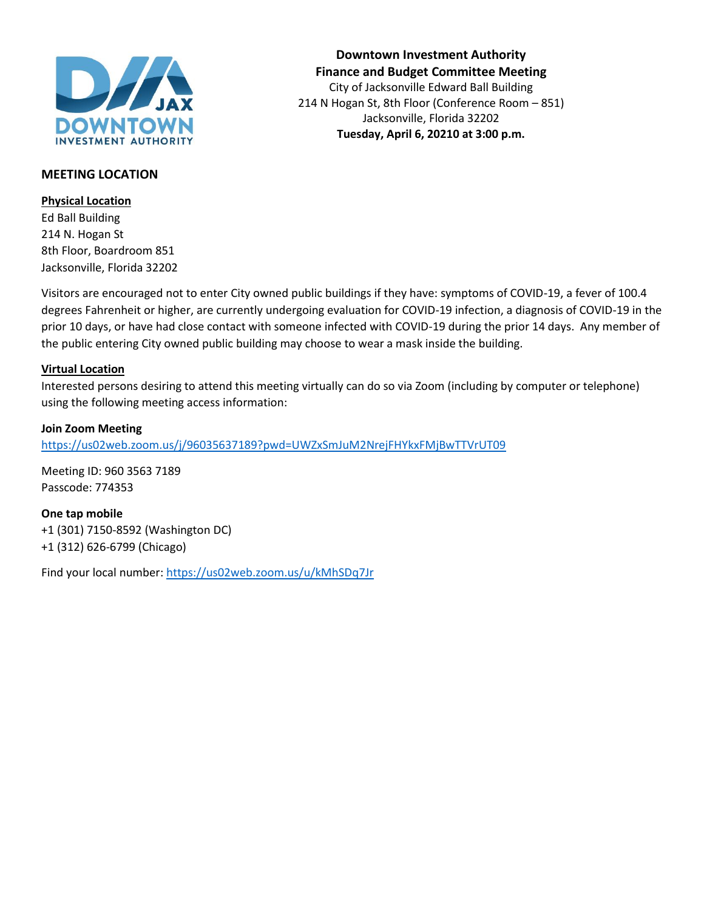**Downtown Investment Authority**
**Finance and Budget Committee Meeting**
City of Jacksonville Edward Ball Building
214 N Hogan St, 8th Floor (Conference Room – 851)
Jacksonville, Florida 32202
**Tuesday, April 6, 20210 at 3:00 p.m.**

## MEETING LOCATION

**Physical Location**
Ed Ball Building
214 N. Hogan St
8th Floor, Boardroom 851
Jacksonville, Florida 32202

Visitors are encouraged not to enter City owned public buildings if they have: symptoms of COVID-19, a fever of 100.4 degrees Fahrenheit or higher, are currently undergoing evaluation for COVID-19 infection, a diagnosis of COVID-19 in the prior 10 days, or have had close contact with someone infected with COVID-19 during the prior 14 days. Any member of the public entering City owned public building may choose to wear a mask inside the building.

**Virtual Location**
Interested persons desiring to attend this meeting virtually can do so via Zoom (including by computer or telephone) using the following meeting access information:

**Join Zoom Meeting**
https://us02web.zoom.us/j/96035637189?pwd=UWZxSmJuM2NrejFHYkxFMjBwTTVrUT09

Meeting ID: 960 3563 7189
Passcode: 774353

**One tap mobile**
+1 (301) 7150-8592 (Washington DC)
+1 (312) 626-6799 (Chicago)

Find your local number: https://us02web.zoom.us/u/kMhSDq7Jr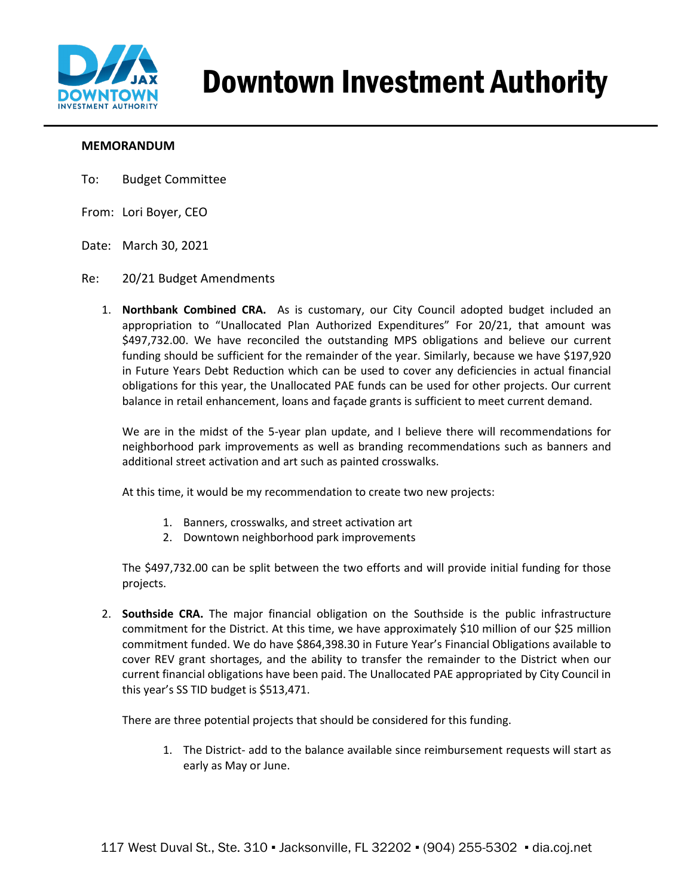# Downtown Investment Authority

**MEMORANDUM**

To: Budget Committee

From: Lori Boyer, CEO

Date: March 30, 2021

Re: 20/21 Budget Amendments

1. **Northbank Combined CRA.** As is customary, our City Council adopted budget included an appropriation to "Unallocated Plan Authorized Expenditures" For 20/21, that amount was $497,732.00. We have reconciled the outstanding MPS obligations and believe our current funding should be sufficient for the remainder of the year. Similarly, because we have $197,920 in Future Years Debt Reduction which can be used to cover any deficiencies in actual financial obligations for this year, the Unallocated PAE funds can be used for other projects. Our current balance in retail enhancement, loans and façade grants is sufficient to meet current demand.

   We are in the midst of the 5-year plan update, and I believe there will recommendations for neighborhood park improvements as well as branding recommendations such as banners and additional street activation and art such as painted crosswalks.

   At this time, it would be my recommendation to create two new projects:

   1. Banners, crosswalks, and street activation art
   2. Downtown neighborhood park improvements

   The $497,732.00 can be split between the two efforts and will provide initial funding for those projects.

2. **Southside CRA.** The major financial obligation on the Southside is the public infrastructure commitment for the District. At this time, we have approximately $10 million of our $25 million commitment funded. We do have $864,398.30 in Future Year's Financial Obligations available to cover REV grant shortages, and the ability to transfer the remainder to the District when our current financial obligations have been paid. The Unallocated PAE appropriated by City Council in this year's SS TID budget is $513,471.

   There are three potential projects that should be considered for this funding.

   1. The District- add to the balance available since reimbursement requests will start as early as May or June.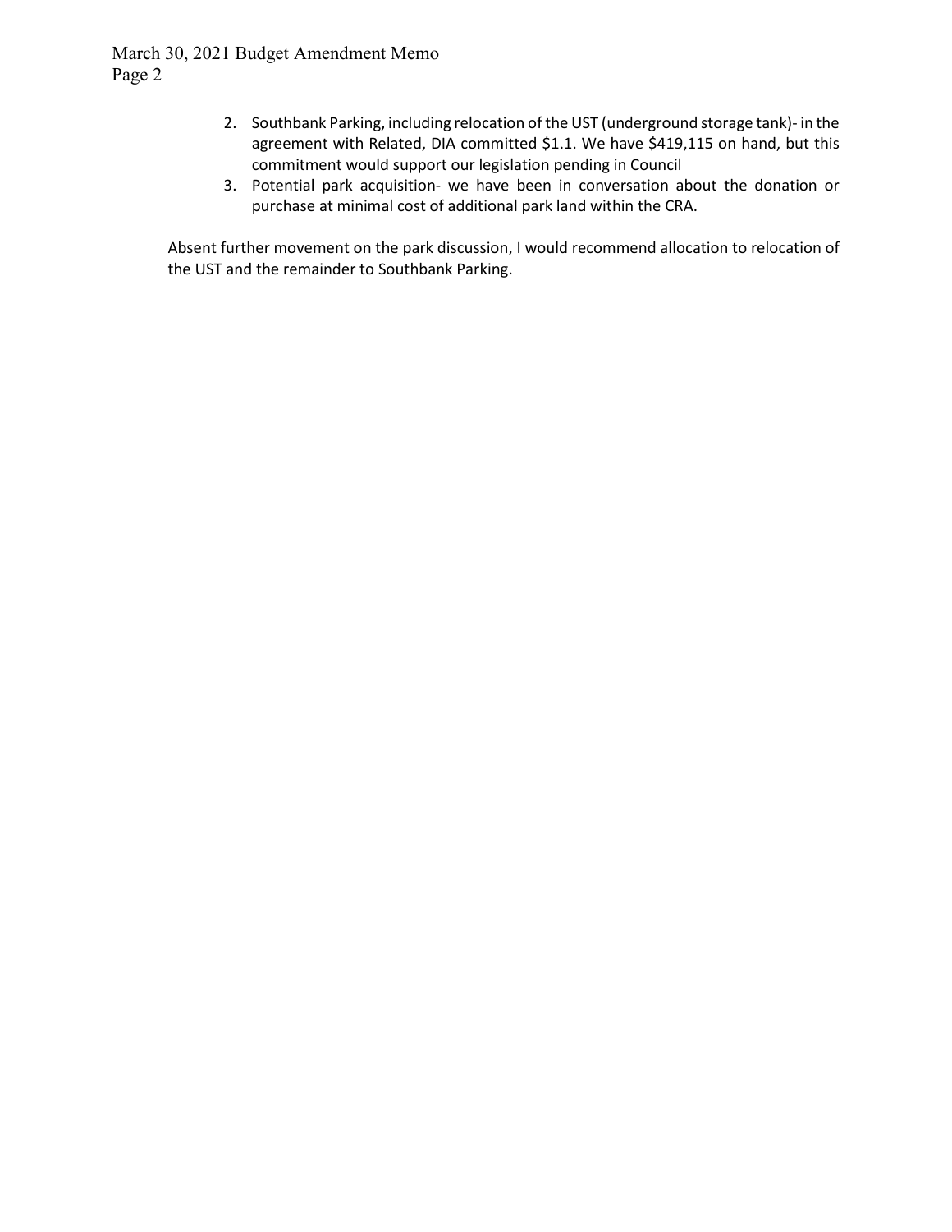2. Southbank Parking, including relocation of the UST (underground storage tank)- in the agreement with Related, DIA committed $1.1. We have $419,115 on hand, but this commitment would support our legislation pending in Council
3. Potential park acquisition- we have been in conversation about the donation or purchase at minimal cost of additional park land within the CRA.

Absent further movement on the park discussion, I would recommend allocation to relocation of the UST and the remainder to Southbank Parking.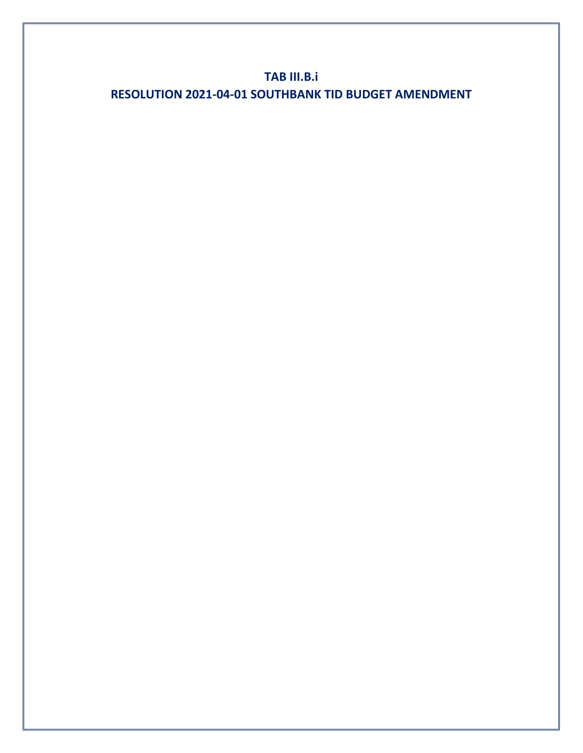# TAB III.B.i

# RESOLUTION 2021-04-01 SOUTHBANK TID BUDGET AMENDMENT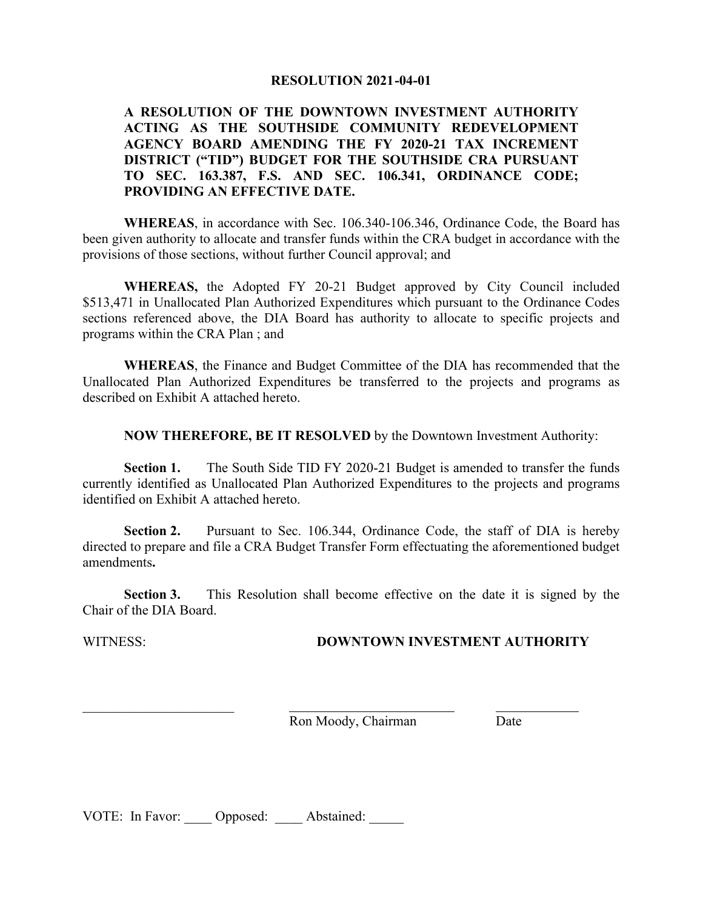# RESOLUTION 2021-04-01

**A RESOLUTION OF THE DOWNTOWN INVESTMENT AUTHORITY ACTING AS THE SOUTHSIDE COMMUNITY REDEVELOPMENT AGENCY BOARD AMENDING THE FY 2020-21 TAX INCREMENT DISTRICT ("TID") BUDGET FOR THE SOUTHSIDE CRA PURSUANT TO SEC. 163.387, F.S. AND SEC. 106.341, ORDINANCE CODE; PROVIDING AN EFFECTIVE DATE.**

**WHEREAS**, in accordance with Sec. 106.340-106.346, Ordinance Code, the Board has been given authority to allocate and transfer funds within the CRA budget in accordance with the provisions of those sections, without further Council approval; and

**WHEREAS,** the Adopted FY 20-21 Budget approved by City Council included $513,471 in Unallocated Plan Authorized Expenditures which pursuant to the Ordinance Codes sections referenced above, the DIA Board has authority to allocate to specific projects and programs within the CRA Plan ; and

**WHEREAS**, the Finance and Budget Committee of the DIA has recommended that the Unallocated Plan Authorized Expenditures be transferred to the projects and programs as described on Exhibit A attached hereto.

**NOW THEREFORE, BE IT RESOLVED** by the Downtown Investment Authority:

**Section 1.** The South Side TID FY 2020-21 Budget is amended to transfer the funds currently identified as Unallocated Plan Authorized Expenditures to the projects and programs identified on Exhibit A attached hereto.

**Section 2.** Pursuant to Sec. 106.344, Ordinance Code, the staff of DIA is hereby directed to prepare and file a CRA Budget Transfer Form effectuating the aforementioned budget amendments**.**

**Section 3.** This Resolution shall become effective on the date it is signed by the Chair of the DIA Board.

WITNESS: **DOWNTOWN INVESTMENT AUTHORITY**

\_\_\_\_\_\_\_\_\_\_\_\_\_\_\_\_\_\_\_\_\_\_ \_\_\_\_\_\_\_\_\_\_\_\_\_\_\_\_\_\_\_\_\_\_\_\_ \_\_\_\_\_\_\_\_\_\_\_

Ron Moody, Chairman Date

VOTE: In Favor: \_\_\_\_ Opposed: \_\_\_\_ Abstained: \_\_\_\_\_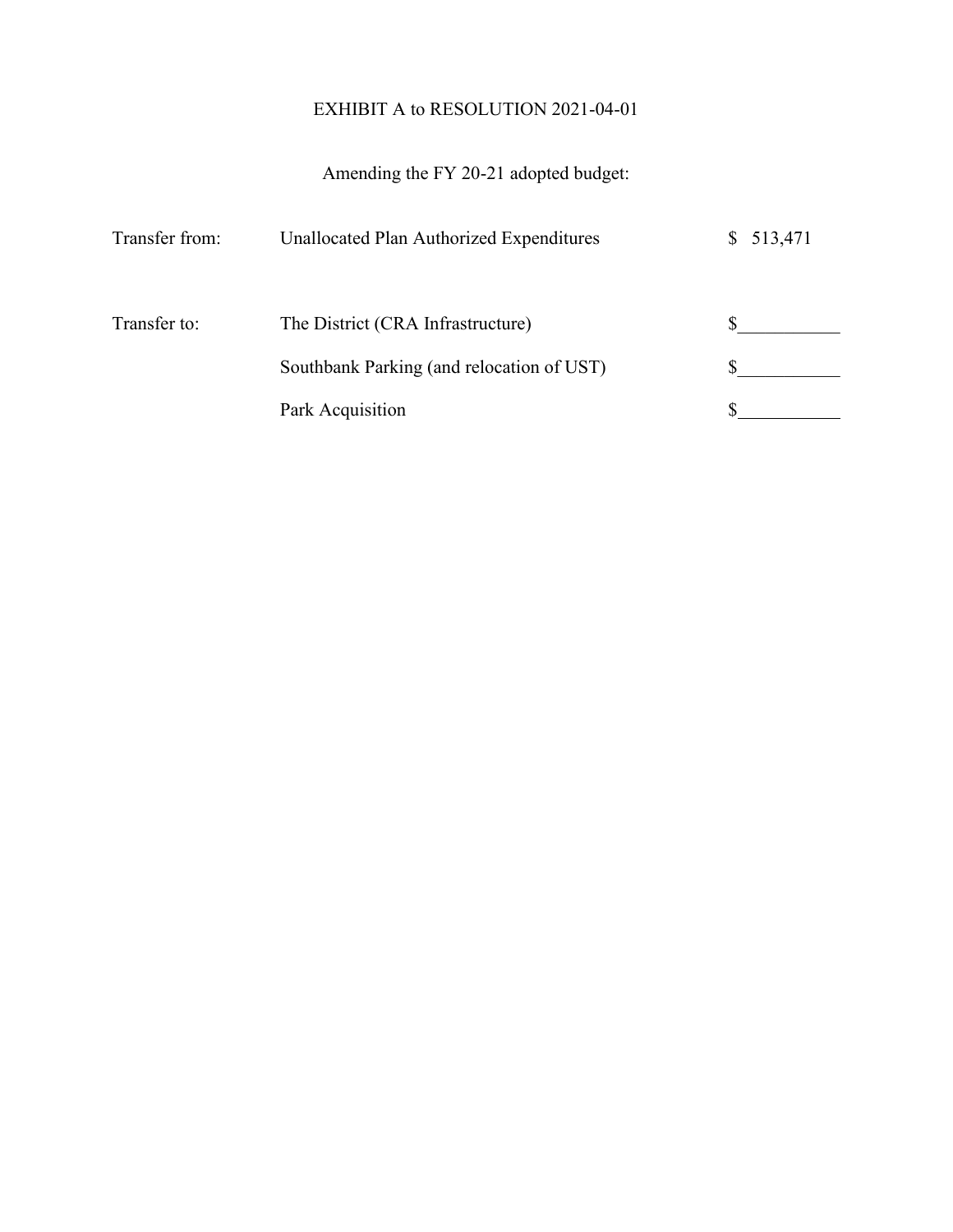EXHIBIT A to RESOLUTION 2021-04-01

Amending the FY 20-21 adopted budget:

| | | |
|---|---|---|
| Transfer from: | Unallocated Plan Authorized Expenditures | $ 513,471 |
| Transfer to: | The District (CRA Infrastructure) | $__________ |
| | Southbank Parking (and relocation of UST) | $__________ |
| | Park Acquisition | $__________ |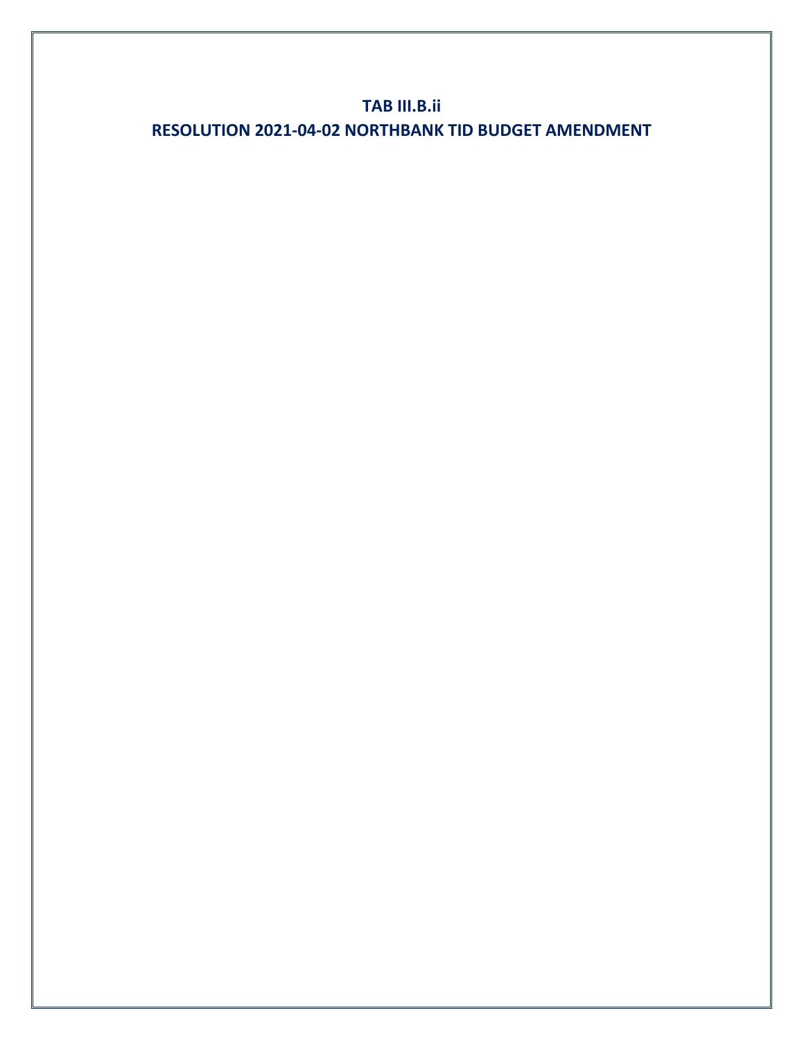# TAB III.B.ii

# RESOLUTION 2021-04-02 NORTHBANK TID BUDGET AMENDMENT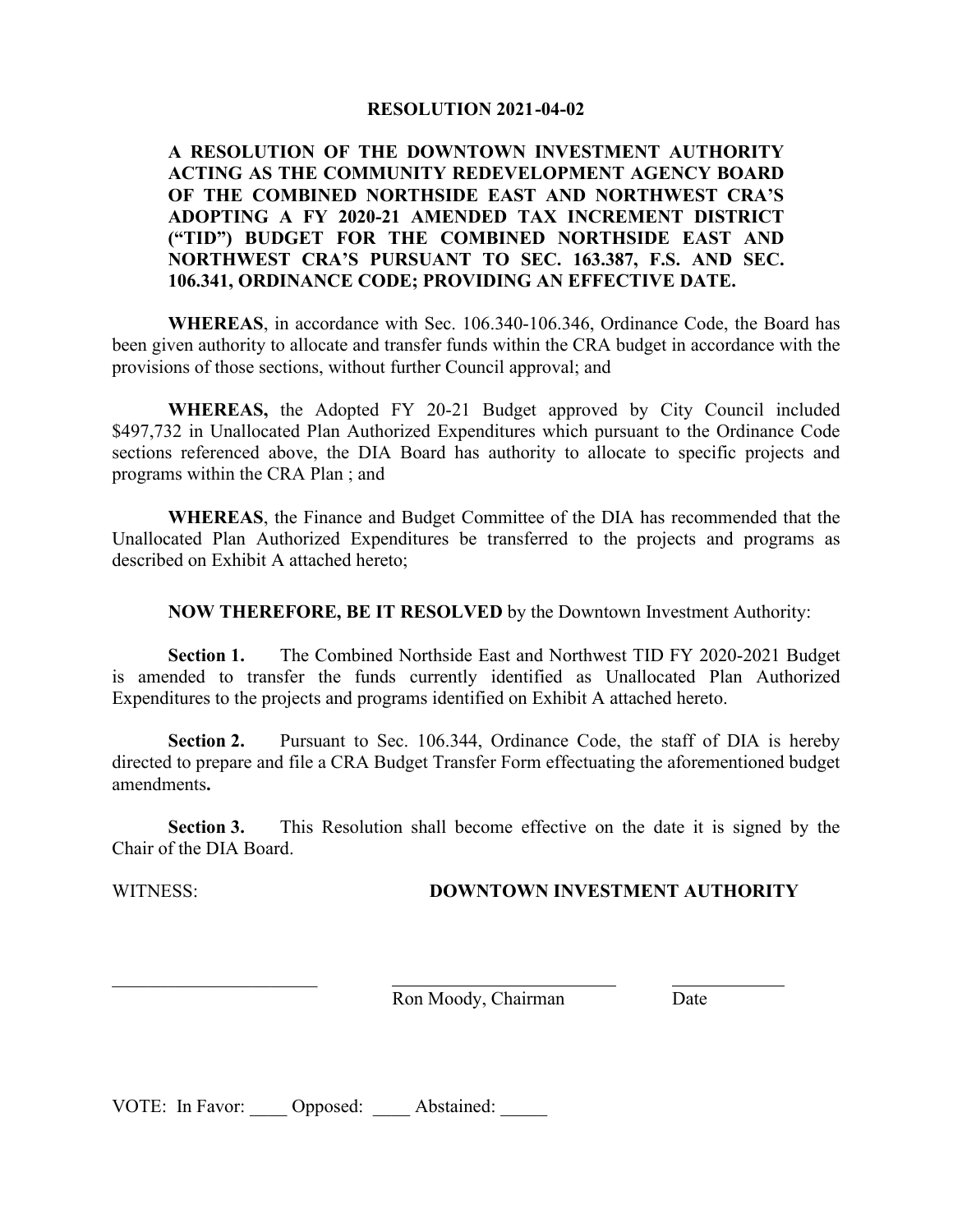**RESOLUTION 2021-04-02**

**A RESOLUTION OF THE DOWNTOWN INVESTMENT AUTHORITY ACTING AS THE COMMUNITY REDEVELOPMENT AGENCY BOARD OF THE COMBINED NORTHSIDE EAST AND NORTHWEST CRA'S ADOPTING A FY 2020-21 AMENDED TAX INCREMENT DISTRICT ("TID") BUDGET FOR THE COMBINED NORTHSIDE EAST AND NORTHWEST CRA'S PURSUANT TO SEC. 163.387, F.S. AND SEC. 106.341, ORDINANCE CODE; PROVIDING AN EFFECTIVE DATE.**

**WHEREAS**, in accordance with Sec. 106.340-106.346, Ordinance Code, the Board has been given authority to allocate and transfer funds within the CRA budget in accordance with the provisions of those sections, without further Council approval; and

**WHEREAS,** the Adopted FY 20-21 Budget approved by City Council included $497,732 in Unallocated Plan Authorized Expenditures which pursuant to the Ordinance Code sections referenced above, the DIA Board has authority to allocate to specific projects and programs within the CRA Plan ; and

**WHEREAS**, the Finance and Budget Committee of the DIA has recommended that the Unallocated Plan Authorized Expenditures be transferred to the projects and programs as described on Exhibit A attached hereto;

**NOW THEREFORE, BE IT RESOLVED** by the Downtown Investment Authority:

**Section 1.** The Combined Northside East and Northwest TID FY 2020-2021 Budget is amended to transfer the funds currently identified as Unallocated Plan Authorized Expenditures to the projects and programs identified on Exhibit A attached hereto.

**Section 2.** Pursuant to Sec. 106.344, Ordinance Code, the staff of DIA is hereby directed to prepare and file a CRA Budget Transfer Form effectuating the aforementioned budget amendments**.**

**Section 3.** This Resolution shall become effective on the date it is signed by the Chair of the DIA Board.

WITNESS: **DOWNTOWN INVESTMENT AUTHORITY**

______________________ ______________________ ____________

Ron Moody, Chairman Date

VOTE: In Favor: ____ Opposed: ____ Abstained: _____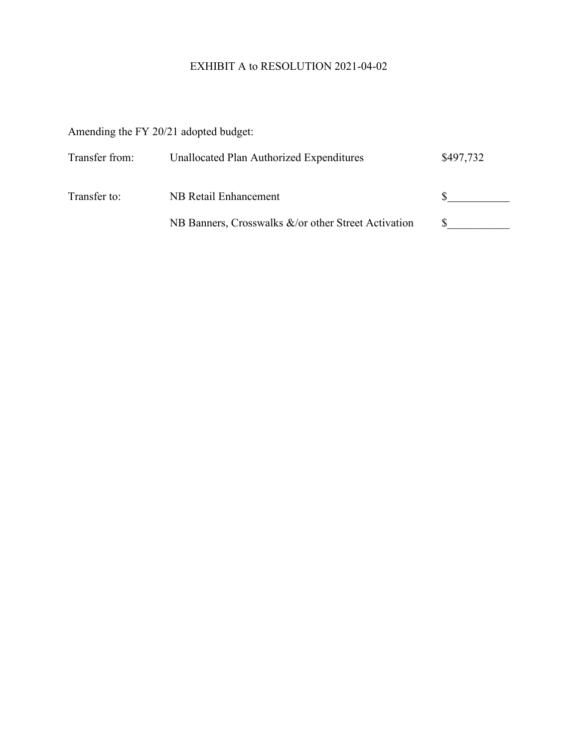# EXHIBIT A to RESOLUTION 2021-04-02

Amending the FY 20/21 adopted budget:

| | | |
|---|---|---|
| Transfer from: | Unallocated Plan Authorized Expenditures | $497,732 |
| Transfer to: | NB Retail Enhancement | $\_\_\_\_\_\_\_\_\_\_\_ |
| | NB Banners, Crosswalks &/or other Street Activation | $\_\_\_\_\_\_\_\_\_\_\_ |